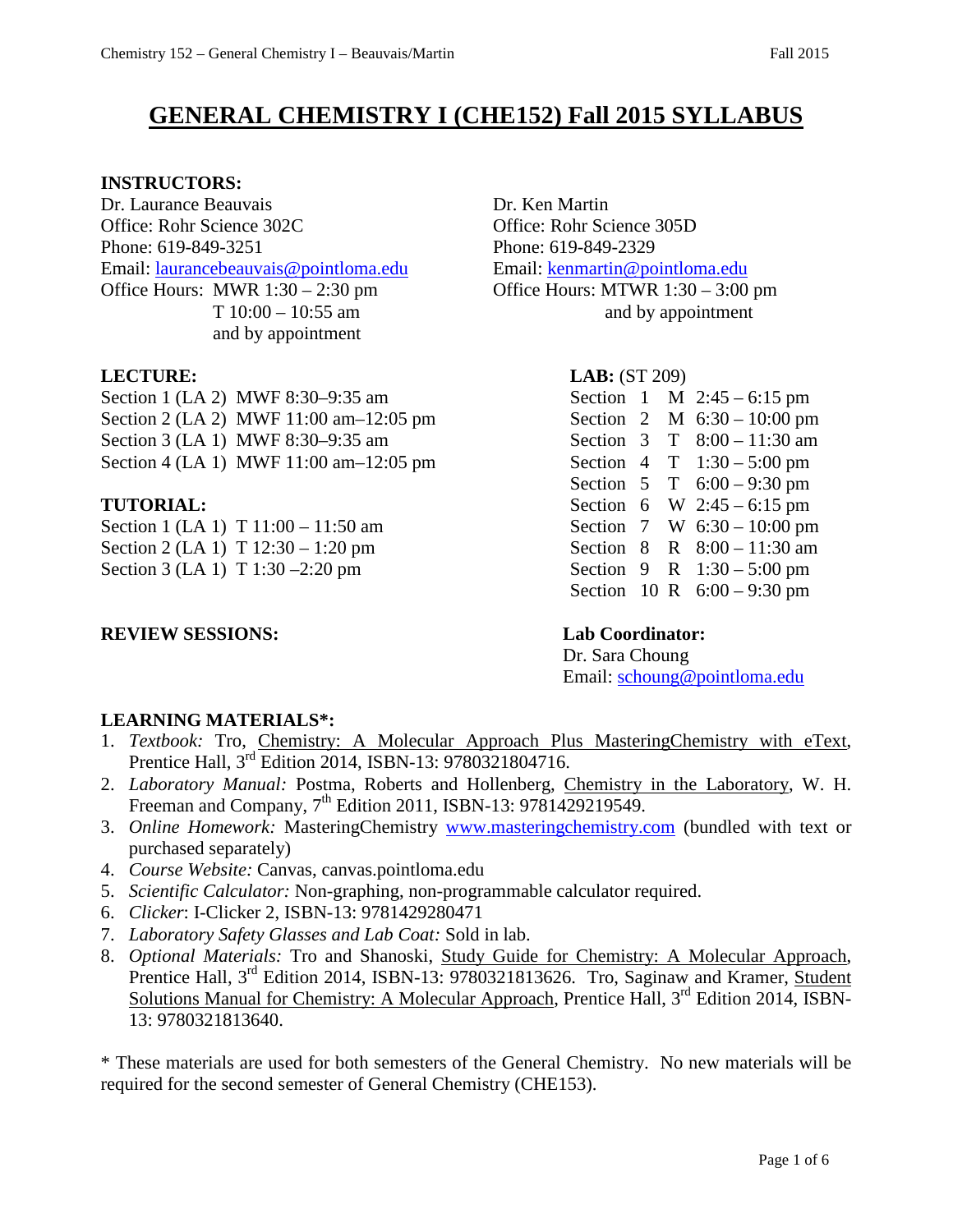# GENERAL CHEMISTRY I (CHE152) Fall 2015 SYLLABUS

**INSTRUCTORS:**

Dr. Laurance Beauvais
Office: Rohr Science 302C
Phone: 619-849-3251
Email: laurancebeauvais@pointloma.edu
Office Hours: MWR 1:30 – 2:30 pm
T 10:00 – 10:55 am
and by appointment

Dr. Ken Martin
Office: Rohr Science 305D
Phone: 619-849-2329
Email: kenmartin@pointloma.edu
Office Hours: MTWR 1:30 – 3:00 pm
and by appointment

**LECTURE:**

Section 1 (LA 2) MWF 8:30–9:35 am
Section 2 (LA 2) MWF 11:00 am–12:05 pm
Section 3 (LA 1) MWF 8:30–9:35 am
Section 4 (LA 1) MWF 11:00 am–12:05 pm

**TUTORIAL:**

Section 1 (LA 1) T 11:00 – 11:50 am
Section 2 (LA 1) T 12:30 – 1:20 pm
Section 3 (LA 1) T 1:30 –2:20 pm

**LAB:** (ST 209)

Section 1 M 2:45 – 6:15 pm
Section 2 M 6:30 – 10:00 pm
Section 3 T 8:00 – 11:30 am
Section 4 T 1:30 – 5:00 pm
Section 5 T 6:00 – 9:30 pm
Section 6 W 2:45 – 6:15 pm
Section 7 W 6:30 – 10:00 pm
Section 8 R 8:00 – 11:30 am
Section 9 R 1:30 – 5:00 pm
Section 10 R 6:00 – 9:30 pm

**REVIEW SESSIONS:**

**Lab Coordinator:**
Dr. Sara Choung
Email: schoung@pointloma.edu

**LEARNING MATERIALS*:**

1. *Textbook:* Tro, Chemistry: A Molecular Approach Plus MasteringChemistry with eText, Prentice Hall, 3rd Edition 2014, ISBN-13: 9780321804716.
2. *Laboratory Manual:* Postma, Roberts and Hollenberg, Chemistry in the Laboratory, W. H. Freeman and Company, 7th Edition 2011, ISBN-13: 9781429219549.
3. *Online Homework:* MasteringChemistry www.masteringchemistry.com (bundled with text or purchased separately)
4. *Course Website:* Canvas, canvas.pointloma.edu
5. *Scientific Calculator:* Non-graphing, non-programmable calculator required.
6. *Clicker*: I-Clicker 2, ISBN-13: 9781429280471
7. *Laboratory Safety Glasses and Lab Coat:* Sold in lab.
8. *Optional Materials:* Tro and Shanoski, Study Guide for Chemistry: A Molecular Approach, Prentice Hall, 3rd Edition 2014, ISBN-13: 9780321813626. Tro, Saginaw and Kramer, Student Solutions Manual for Chemistry: A Molecular Approach, Prentice Hall, 3rd Edition 2014, ISBN-13: 9780321813640.

* These materials are used for both semesters of the General Chemistry. No new materials will be required for the second semester of General Chemistry (CHE153).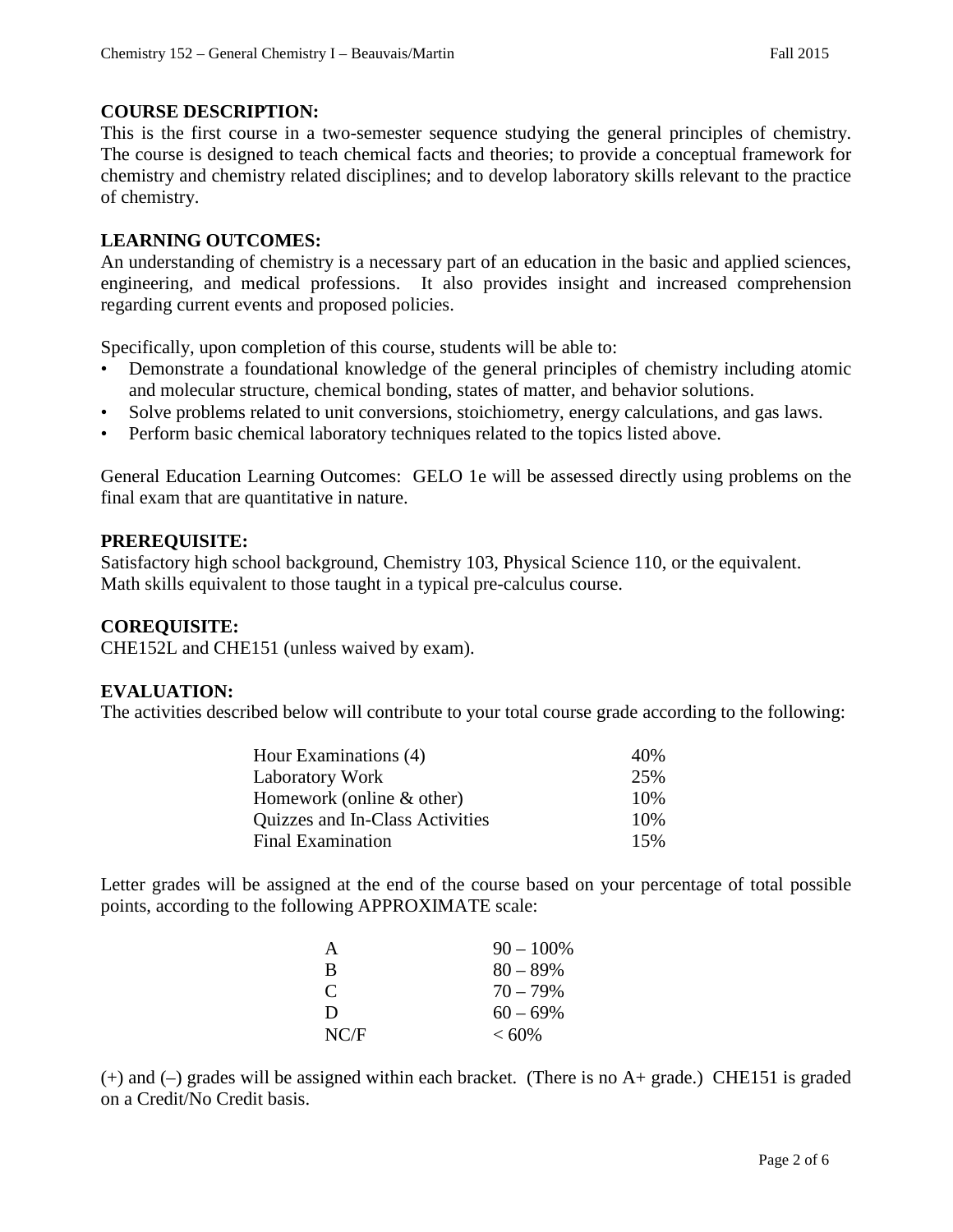## COURSE DESCRIPTION:

This is the first course in a two-semester sequence studying the general principles of chemistry. The course is designed to teach chemical facts and theories; to provide a conceptual framework for chemistry and chemistry related disciplines; and to develop laboratory skills relevant to the practice of chemistry.

## LEARNING OUTCOMES:

An understanding of chemistry is a necessary part of an education in the basic and applied sciences, engineering, and medical professions. It also provides insight and increased comprehension regarding current events and proposed policies.

Specifically, upon completion of this course, students will be able to:

- Demonstrate a foundational knowledge of the general principles of chemistry including atomic and molecular structure, chemical bonding, states of matter, and behavior solutions.
- Solve problems related to unit conversions, stoichiometry, energy calculations, and gas laws.
- Perform basic chemical laboratory techniques related to the topics listed above.

General Education Learning Outcomes: GELO 1e will be assessed directly using problems on the final exam that are quantitative in nature.

## PREREQUISITE:

Satisfactory high school background, Chemistry 103, Physical Science 110, or the equivalent.
Math skills equivalent to those taught in a typical pre-calculus course.

## COREQUISITE:

CHE152L and CHE151 (unless waived by exam).

## EVALUATION:

The activities described below will contribute to your total course grade according to the following:

| Activity | Weight |
|---|---|
| Hour Examinations (4) | 40% |
| Laboratory Work | 25% |
| Homework (online & other) | 10% |
| Quizzes and In-Class Activities | 10% |
| Final Examination | 15% |

Letter grades will be assigned at the end of the course based on your percentage of total possible points, according to the following APPROXIMATE scale:

| Grade | Range |
|---|---|
| A | 90 – 100% |
| B | 80 – 89% |
| C | 70 – 79% |
| D | 60 – 69% |
| NC/F | < 60% |

(+) and (–) grades will be assigned within each bracket. (There is no A+ grade.) CHE151 is graded on a Credit/No Credit basis.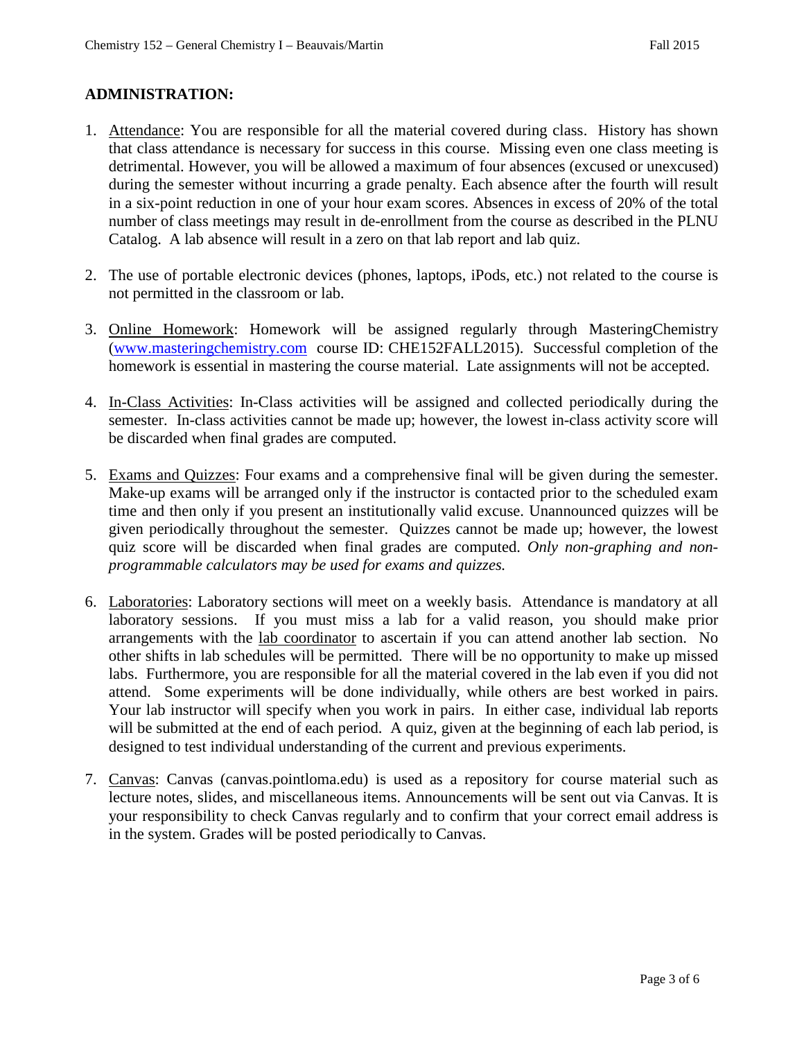**ADMINISTRATION:**

1. <u>Attendance</u>: You are responsible for all the material covered during class. History has shown that class attendance is necessary for success in this course. Missing even one class meeting is detrimental. However, you will be allowed a maximum of four absences (excused or unexcused) during the semester without incurring a grade penalty. Each absence after the fourth will result in a six-point reduction in one of your hour exam scores. Absences in excess of 20% of the total number of class meetings may result in de-enrollment from the course as described in the PLNU Catalog. A lab absence will result in a zero on that lab report and lab quiz.

2. The use of portable electronic devices (phones, laptops, iPods, etc.) not related to the course is not permitted in the classroom or lab.

3. <u>Online Homework</u>: Homework will be assigned regularly through MasteringChemistry (www.masteringchemistry.com course ID: CHE152FALL2015). Successful completion of the homework is essential in mastering the course material. Late assignments will not be accepted.

4. <u>In-Class Activities</u>: In-Class activities will be assigned and collected periodically during the semester. In-class activities cannot be made up; however, the lowest in-class activity score will be discarded when final grades are computed.

5. <u>Exams and Quizzes</u>: Four exams and a comprehensive final will be given during the semester. Make-up exams will be arranged only if the instructor is contacted prior to the scheduled exam time and then only if you present an institutionally valid excuse. Unannounced quizzes will be given periodically throughout the semester. Quizzes cannot be made up; however, the lowest quiz score will be discarded when final grades are computed. *Only non-graphing and non-programmable calculators may be used for exams and quizzes.*

6. <u>Laboratories</u>: Laboratory sections will meet on a weekly basis. Attendance is mandatory at all laboratory sessions. If you must miss a lab for a valid reason, you should make prior arrangements with the <u>lab coordinator</u> to ascertain if you can attend another lab section. No other shifts in lab schedules will be permitted. There will be no opportunity to make up missed labs. Furthermore, you are responsible for all the material covered in the lab even if you did not attend. Some experiments will be done individually, while others are best worked in pairs. Your lab instructor will specify when you work in pairs. In either case, individual lab reports will be submitted at the end of each period. A quiz, given at the beginning of each lab period, is designed to test individual understanding of the current and previous experiments.

7. <u>Canvas</u>: Canvas (canvas.pointloma.edu) is used as a repository for course material such as lecture notes, slides, and miscellaneous items. Announcements will be sent out via Canvas. It is your responsibility to check Canvas regularly and to confirm that your correct email address is in the system. Grades will be posted periodically to Canvas.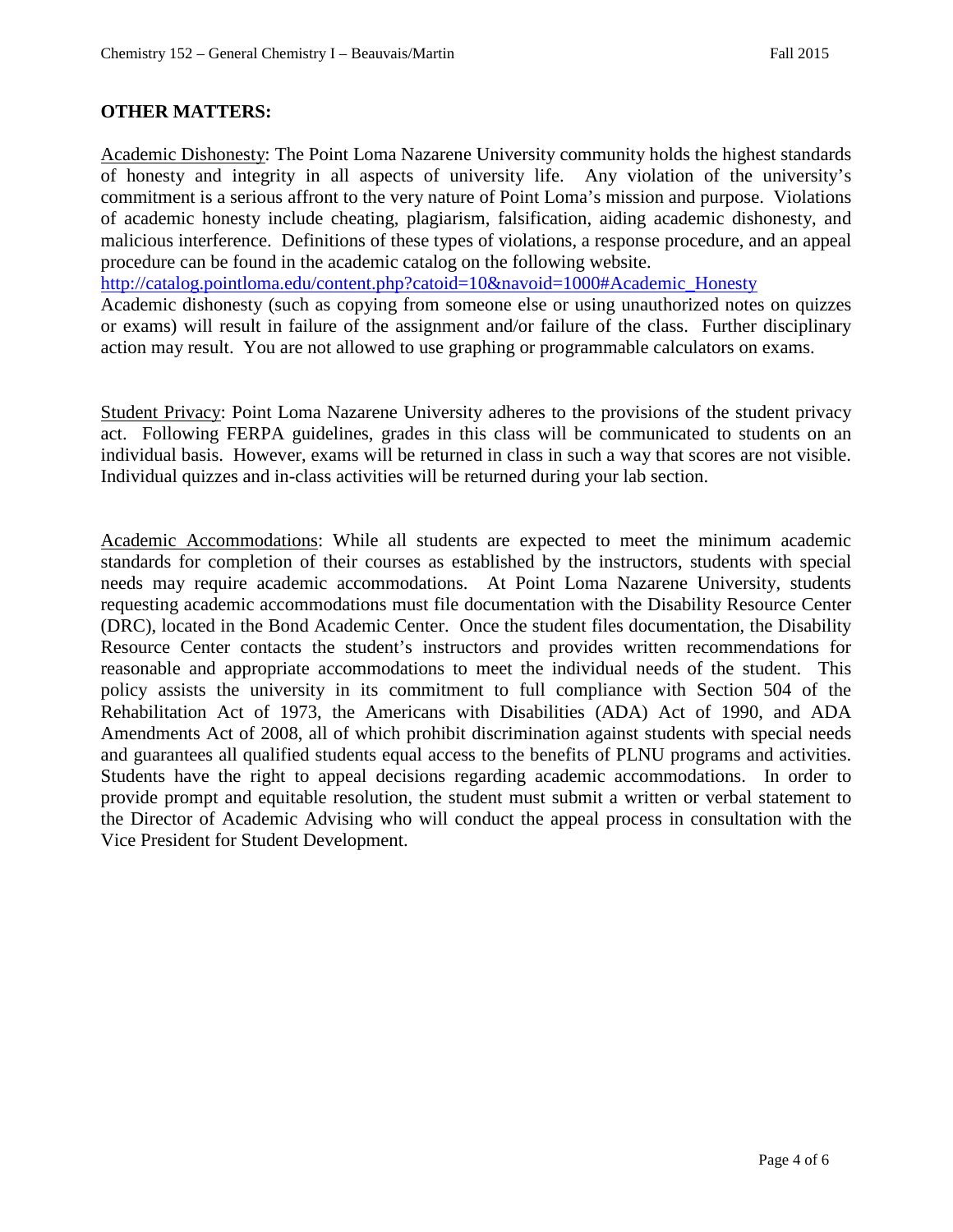**OTHER MATTERS:**

Academic Dishonesty: The Point Loma Nazarene University community holds the highest standards of honesty and integrity in all aspects of university life. Any violation of the university's commitment is a serious affront to the very nature of Point Loma's mission and purpose. Violations of academic honesty include cheating, plagiarism, falsification, aiding academic dishonesty, and malicious interference. Definitions of these types of violations, a response procedure, and an appeal procedure can be found in the academic catalog on the following website.
[http://catalog.pointloma.edu/content.php?catoid=10&navoid=1000#Academic_Honesty](http://catalog.pointloma.edu/content.php?catoid=10&navoid=1000#Academic_Honesty)
Academic dishonesty (such as copying from someone else or using unauthorized notes on quizzes or exams) will result in failure of the assignment and/or failure of the class. Further disciplinary action may result. You are not allowed to use graphing or programmable calculators on exams.

Student Privacy: Point Loma Nazarene University adheres to the provisions of the student privacy act. Following FERPA guidelines, grades in this class will be communicated to students on an individual basis. However, exams will be returned in class in such a way that scores are not visible. Individual quizzes and in-class activities will be returned during your lab section.

Academic Accommodations: While all students are expected to meet the minimum academic standards for completion of their courses as established by the instructors, students with special needs may require academic accommodations. At Point Loma Nazarene University, students requesting academic accommodations must file documentation with the Disability Resource Center (DRC), located in the Bond Academic Center. Once the student files documentation, the Disability Resource Center contacts the student's instructors and provides written recommendations for reasonable and appropriate accommodations to meet the individual needs of the student. This policy assists the university in its commitment to full compliance with Section 504 of the Rehabilitation Act of 1973, the Americans with Disabilities (ADA) Act of 1990, and ADA Amendments Act of 2008, all of which prohibit discrimination against students with special needs and guarantees all qualified students equal access to the benefits of PLNU programs and activities. Students have the right to appeal decisions regarding academic accommodations. In order to provide prompt and equitable resolution, the student must submit a written or verbal statement to the Director of Academic Advising who will conduct the appeal process in consultation with the Vice President for Student Development.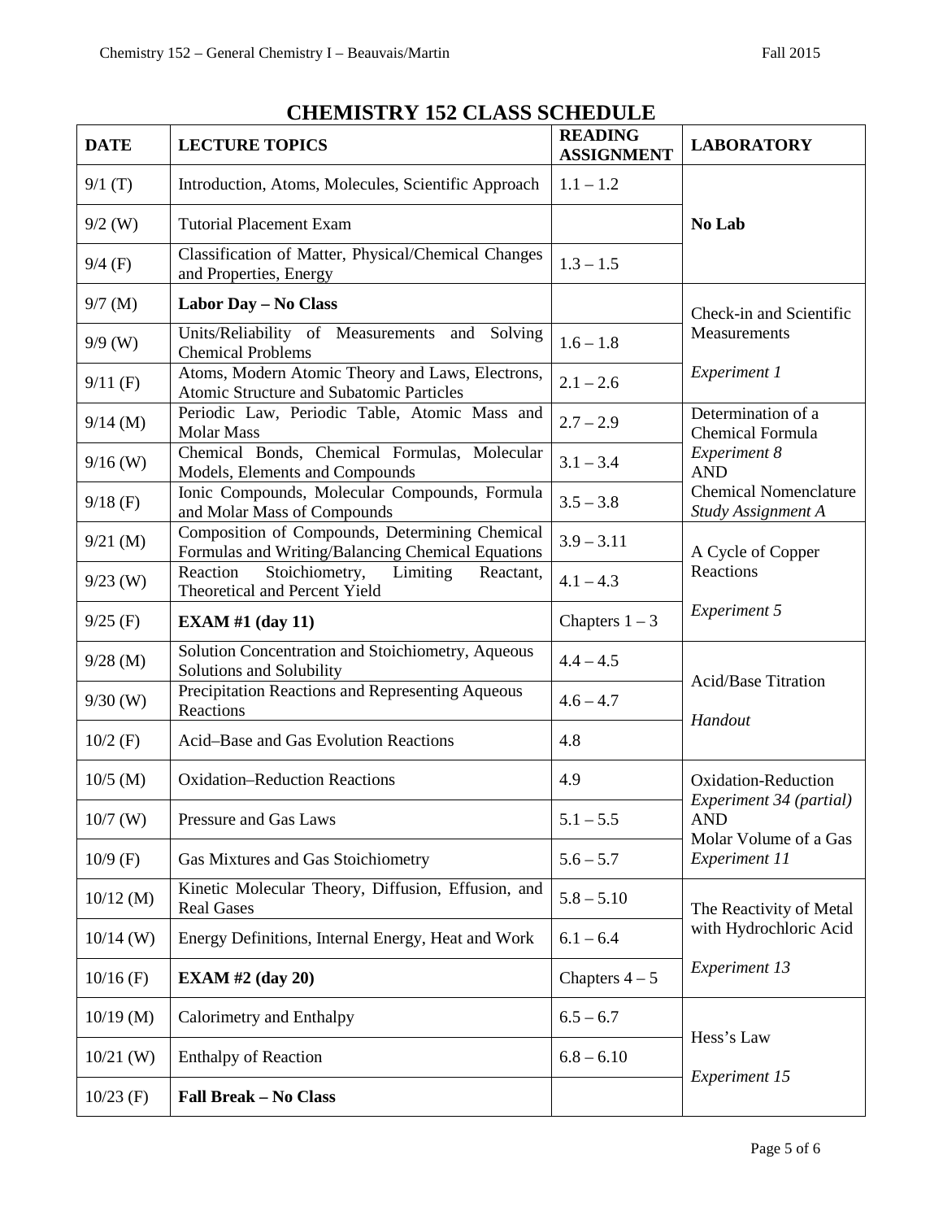# CHEMISTRY 152 CLASS SCHEDULE

| DATE | LECTURE TOPICS | READING ASSIGNMENT | LABORATORY |
|---|---|---|---|
| 9/1 (T) | Introduction, Atoms, Molecules, Scientific Approach | 1.1 – 1.2 | **No Lab** |
| 9/2 (W) | Tutorial Placement Exam | | |
| 9/4 (F) | Classification of Matter, Physical/Chemical Changes and Properties, Energy | 1.3 – 1.5 | |
| 9/7 (M) | **Labor Day – No Class** | | Check-in and Scientific Measurements *Experiment 1* |
| 9/9 (W) | Units/Reliability of Measurements and Solving Chemical Problems | 1.6 – 1.8 | |
| 9/11 (F) | Atoms, Modern Atomic Theory and Laws, Electrons, Atomic Structure and Subatomic Particles | 2.1 – 2.6 | |
| 9/14 (M) | Periodic Law, Periodic Table, Atomic Mass and Molar Mass | 2.7 – 2.9 | Determination of a Chemical Formula *Experiment 8* AND Chemical Nomenclature *Study Assignment A* |
| 9/16 (W) | Chemical Bonds, Chemical Formulas, Molecular Models, Elements and Compounds | 3.1 – 3.4 | |
| 9/18 (F) | Ionic Compounds, Molecular Compounds, Formula and Molar Mass of Compounds | 3.5 – 3.8 | |
| 9/21 (M) | Composition of Compounds, Determining Chemical Formulas and Writing/Balancing Chemical Equations | 3.9 – 3.11 | A Cycle of Copper Reactions *Experiment 5* |
| 9/23 (W) | Reaction Stoichiometry, Limiting Reactant, Theoretical and Percent Yield | 4.1 – 4.3 | |
| 9/25 (F) | **EXAM #1 (day 11)** | Chapters 1 – 3 | |
| 9/28 (M) | Solution Concentration and Stoichiometry, Aqueous Solutions and Solubility | 4.4 – 4.5 | Acid/Base Titration *Handout* |
| 9/30 (W) | Precipitation Reactions and Representing Aqueous Reactions | 4.6 – 4.7 | |
| 10/2 (F) | Acid–Base and Gas Evolution Reactions | 4.8 | |
| 10/5 (M) | Oxidation–Reduction Reactions | 4.9 | Oxidation-Reduction *Experiment 34 (partial)* AND Molar Volume of a Gas *Experiment 11* |
| 10/7 (W) | Pressure and Gas Laws | 5.1 – 5.5 | |
| 10/9 (F) | Gas Mixtures and Gas Stoichiometry | 5.6 – 5.7 | |
| 10/12 (M) | Kinetic Molecular Theory, Diffusion, Effusion, and Real Gases | 5.8 – 5.10 | The Reactivity of Metal with Hydrochloric Acid *Experiment 13* |
| 10/14 (W) | Energy Definitions, Internal Energy, Heat and Work | 6.1 – 6.4 | |
| 10/16 (F) | **EXAM #2 (day 20)** | Chapters 4 – 5 | |
| 10/19 (M) | Calorimetry and Enthalpy | 6.5 – 6.7 | Hess's Law *Experiment 15* |
| 10/21 (W) | Enthalpy of Reaction | 6.8 – 6.10 | |
| 10/23 (F) | **Fall Break – No Class** | | |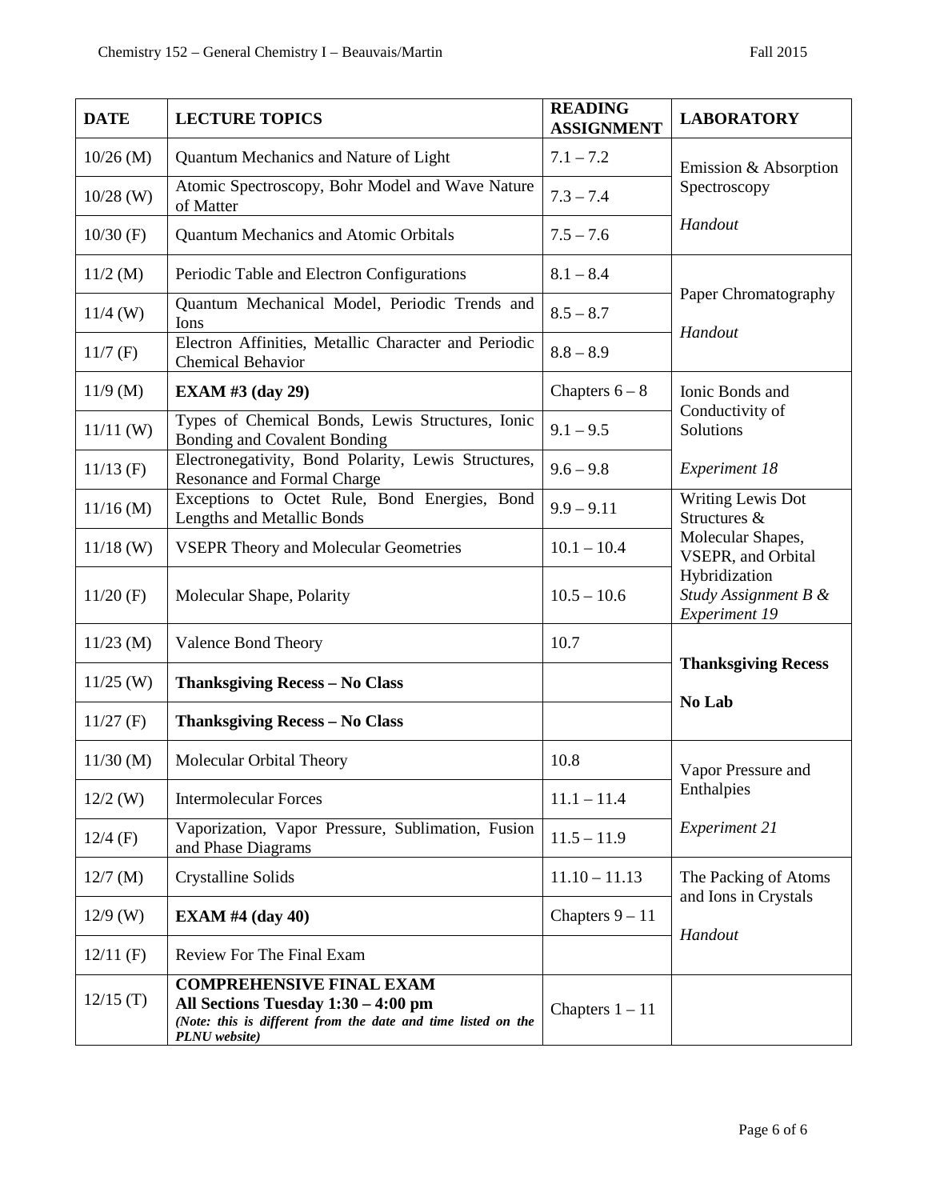| DATE | LECTURE TOPICS | READING ASSIGNMENT | LABORATORY |
| --- | --- | --- | --- |
| 10/26 (M) | Quantum Mechanics and Nature of Light | 7.1 – 7.2 | Emission & Absorption Spectroscopy *Handout* |
| 10/28 (W) | Atomic Spectroscopy, Bohr Model and Wave Nature of Matter | 7.3 – 7.4 | |
| 10/30 (F) | Quantum Mechanics and Atomic Orbitals | 7.5 – 7.6 | |
| 11/2 (M) | Periodic Table and Electron Configurations | 8.1 – 8.4 | Paper Chromatography *Handout* |
| 11/4 (W) | Quantum Mechanical Model, Periodic Trends and Ions | 8.5 – 8.7 | |
| 11/7 (F) | Electron Affinities, Metallic Character and Periodic Chemical Behavior | 8.8 – 8.9 | |
| 11/9 (M) | **EXAM #3 (day 29)** | Chapters 6 – 8 | Ionic Bonds and Conductivity of Solutions *Experiment 18* |
| 11/11 (W) | Types of Chemical Bonds, Lewis Structures, Ionic Bonding and Covalent Bonding | 9.1 – 9.5 | |
| 11/13 (F) | Electronegativity, Bond Polarity, Lewis Structures, Resonance and Formal Charge | 9.6 – 9.8 | |
| 11/16 (M) | Exceptions to Octet Rule, Bond Energies, Bond Lengths and Metallic Bonds | 9.9 – 9.11 | Writing Lewis Dot Structures & Molecular Shapes, VSEPR, and Orbital Hybridization *Study Assignment B & Experiment 19* |
| 11/18 (W) | VSEPR Theory and Molecular Geometries | 10.1 – 10.4 | |
| 11/20 (F) | Molecular Shape, Polarity | 10.5 – 10.6 | |
| 11/23 (M) | Valence Bond Theory | 10.7 | **Thanksgiving Recess** **No Lab** |
| 11/25 (W) | **Thanksgiving Recess – No Class** | | |
| 11/27 (F) | **Thanksgiving Recess – No Class** | | |
| 11/30 (M) | Molecular Orbital Theory | 10.8 | Vapor Pressure and Enthalpies *Experiment 21* |
| 12/2 (W) | Intermolecular Forces | 11.1 – 11.4 | |
| 12/4 (F) | Vaporization, Vapor Pressure, Sublimation, Fusion and Phase Diagrams | 11.5 – 11.9 | |
| 12/7 (M) | Crystalline Solids | 11.10 – 11.13 | The Packing of Atoms and Ions in Crystals *Handout* |
| 12/9 (W) | **EXAM #4 (day 40)** | Chapters 9 – 11 | |
| 12/11 (F) | Review For The Final Exam | | |
| 12/15 (T) | **COMPREHENSIVE FINAL EXAM** **All Sections Tuesday 1:30 – 4:00 pm** ***(Note: this is different from the date and time listed on the PLNU website)*** | Chapters 1 – 11 | |